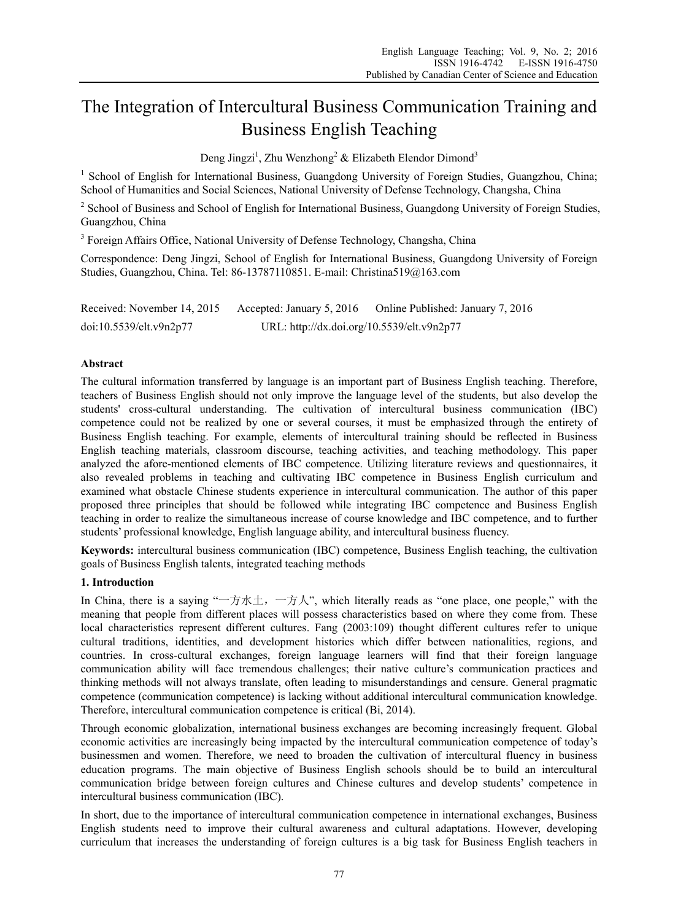# The Integration of Intercultural Business Communication Training and Business English Teaching

Deng Jingzi[1], Zhu Wenzhong[2] & Elizabeth Elendor Dimond[3]

[1] School of English for International Business, Guangdong University of Foreign Studies, Guangzhou, China; School of Humanities and Social Sciences, National University of Defense Technology, Changsha, China

[2] School of Business and School of English for International Business, Guangdong University of Foreign Studies, Guangzhou, China

[3] Foreign Affairs Office, National University of Defense Technology, Changsha, China

Correspondence: Deng Jingzi, School of English for International Business, Guangdong University of Foreign Studies, Guangzhou, China. Tel: 86-13787110851. E-mail: Christina519@163.com

Received: November 14, 2015 Accepted: January 5, 2016 Online Published: January 7, 2016

doi:10.5539/elt.v9n2p77 URL: http://dx.doi.org/10.5539/elt.v9n2p77

## Abstract

The cultural information transferred by language is an important part of Business English teaching. Therefore, teachers of Business English should not only improve the language level of the students, but also develop the students' cross-cultural understanding. The cultivation of intercultural business communication (IBC) competence could not be realized by one or several courses, it must be emphasized through the entirety of Business English teaching. For example, elements of intercultural training should be reflected in Business English teaching materials, classroom discourse, teaching activities, and teaching methodology. This paper analyzed the afore-mentioned elements of IBC competence. Utilizing literature reviews and questionnaires, it also revealed problems in teaching and cultivating IBC competence in Business English curriculum and examined what obstacle Chinese students experience in intercultural communication. The author of this paper proposed three principles that should be followed while integrating IBC competence and Business English teaching in order to realize the simultaneous increase of course knowledge and IBC competence, and to further students' professional knowledge, English language ability, and intercultural business fluency.

**Keywords:** intercultural business communication (IBC) competence, Business English teaching, the cultivation goals of Business English talents, integrated teaching methods

## 1. Introduction

In China, there is a saying "一方水土，一方人", which literally reads as "one place, one people," with the meaning that people from different places will possess characteristics based on where they come from. These local characteristics represent different cultures. Fang (2003:109) thought different cultures refer to unique cultural traditions, identities, and development histories which differ between nationalities, regions, and countries. In cross-cultural exchanges, foreign language learners will find that their foreign language communication ability will face tremendous challenges; their native culture's communication practices and thinking methods will not always translate, often leading to misunderstandings and censure. General pragmatic competence (communication competence) is lacking without additional intercultural communication knowledge. Therefore, intercultural communication competence is critical (Bi, 2014).

Through economic globalization, international business exchanges are becoming increasingly frequent. Global economic activities are increasingly being impacted by the intercultural communication competence of today's businessmen and women. Therefore, we need to broaden the cultivation of intercultural fluency in business education programs. The main objective of Business English schools should be to build an intercultural communication bridge between foreign cultures and Chinese cultures and develop students' competence in intercultural business communication (IBC).

In short, due to the importance of intercultural communication competence in international exchanges, Business English students need to improve their cultural awareness and cultural adaptations. However, developing curriculum that increases the understanding of foreign cultures is a big task for Business English teachers in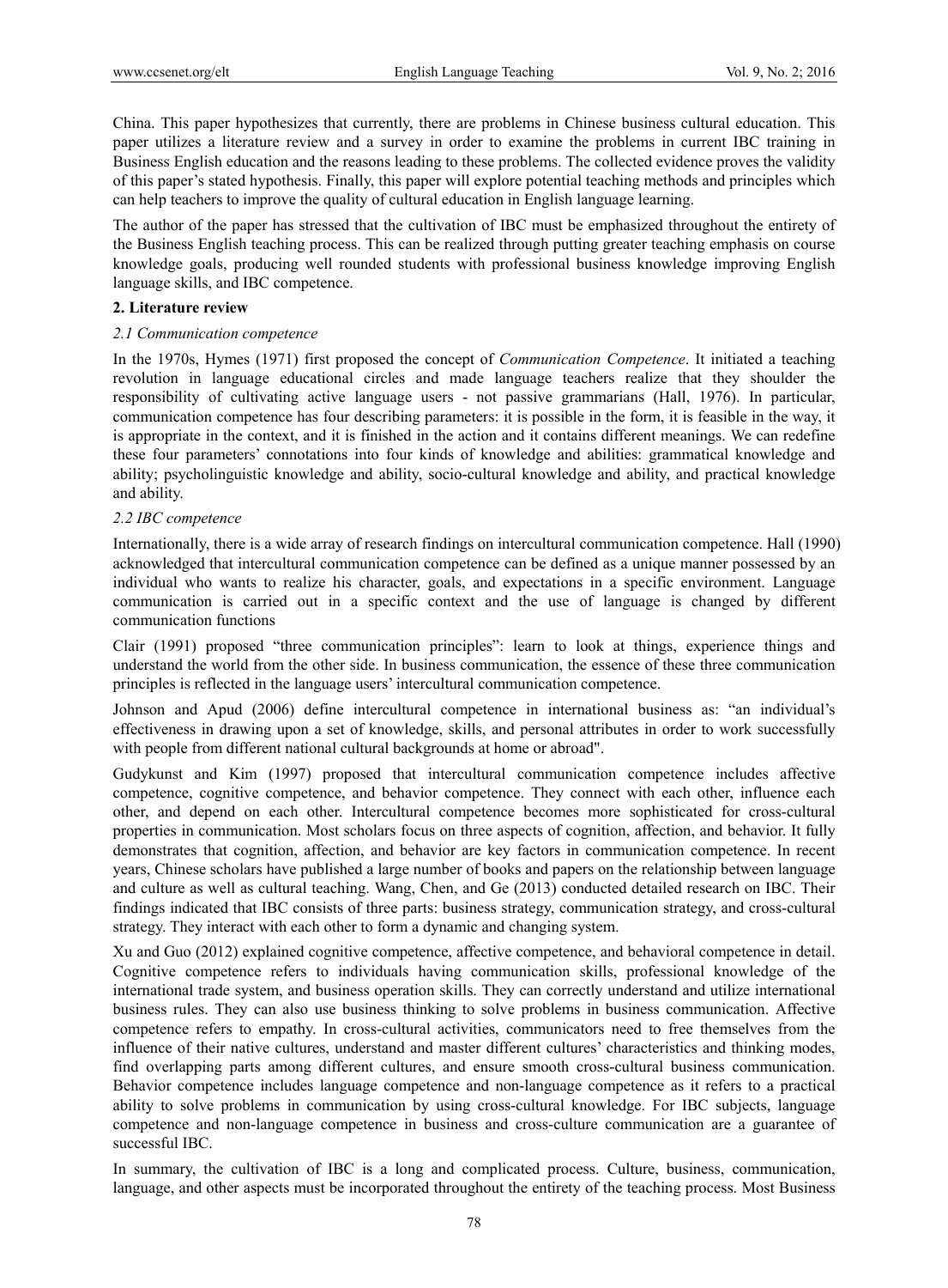China. This paper hypothesizes that currently, there are problems in Chinese business cultural education. This paper utilizes a literature review and a survey in order to examine the problems in current IBC training in Business English education and the reasons leading to these problems. The collected evidence proves the validity of this paper's stated hypothesis. Finally, this paper will explore potential teaching methods and principles which can help teachers to improve the quality of cultural education in English language learning.

The author of the paper has stressed that the cultivation of IBC must be emphasized throughout the entirety of the Business English teaching process. This can be realized through putting greater teaching emphasis on course knowledge goals, producing well rounded students with professional business knowledge improving English language skills, and IBC competence.

## 2. Literature review

### *2.1 Communication competence*

In the 1970s, Hymes (1971) first proposed the concept of *Communication Competence*. It initiated a teaching revolution in language educational circles and made language teachers realize that they shoulder the responsibility of cultivating active language users - not passive grammarians (Hall, 1976). In particular, communication competence has four describing parameters: it is possible in the form, it is feasible in the way, it is appropriate in the context, and it is finished in the action and it contains different meanings. We can redefine these four parameters' connotations into four kinds of knowledge and abilities: grammatical knowledge and ability; psycholinguistic knowledge and ability, socio-cultural knowledge and ability, and practical knowledge and ability.

### *2.2 IBC competence*

Internationally, there is a wide array of research findings on intercultural communication competence. Hall (1990) acknowledged that intercultural communication competence can be defined as a unique manner possessed by an individual who wants to realize his character, goals, and expectations in a specific environment. Language communication is carried out in a specific context and the use of language is changed by different communication functions

Clair (1991) proposed "three communication principles": learn to look at things, experience things and understand the world from the other side. In business communication, the essence of these three communication principles is reflected in the language users' intercultural communication competence.

Johnson and Apud (2006) define intercultural competence in international business as: "an individual's effectiveness in drawing upon a set of knowledge, skills, and personal attributes in order to work successfully with people from different national cultural backgrounds at home or abroad".

Gudykunst and Kim (1997) proposed that intercultural communication competence includes affective competence, cognitive competence, and behavior competence. They connect with each other, influence each other, and depend on each other. Intercultural competence becomes more sophisticated for cross-cultural properties in communication. Most scholars focus on three aspects of cognition, affection, and behavior. It fully demonstrates that cognition, affection, and behavior are key factors in communication competence. In recent years, Chinese scholars have published a large number of books and papers on the relationship between language and culture as well as cultural teaching. Wang, Chen, and Ge (2013) conducted detailed research on IBC. Their findings indicated that IBC consists of three parts: business strategy, communication strategy, and cross-cultural strategy. They interact with each other to form a dynamic and changing system.

Xu and Guo (2012) explained cognitive competence, affective competence, and behavioral competence in detail. Cognitive competence refers to individuals having communication skills, professional knowledge of the international trade system, and business operation skills. They can correctly understand and utilize international business rules. They can also use business thinking to solve problems in business communication. Affective competence refers to empathy. In cross-cultural activities, communicators need to free themselves from the influence of their native cultures, understand and master different cultures' characteristics and thinking modes, find overlapping parts among different cultures, and ensure smooth cross-cultural business communication. Behavior competence includes language competence and non-language competence as it refers to a practical ability to solve problems in communication by using cross-cultural knowledge. For IBC subjects, language competence and non-language competence in business and cross-culture communication are a guarantee of successful IBC.

In summary, the cultivation of IBC is a long and complicated process. Culture, business, communication, language, and other aspects must be incorporated throughout the entirety of the teaching process. Most Business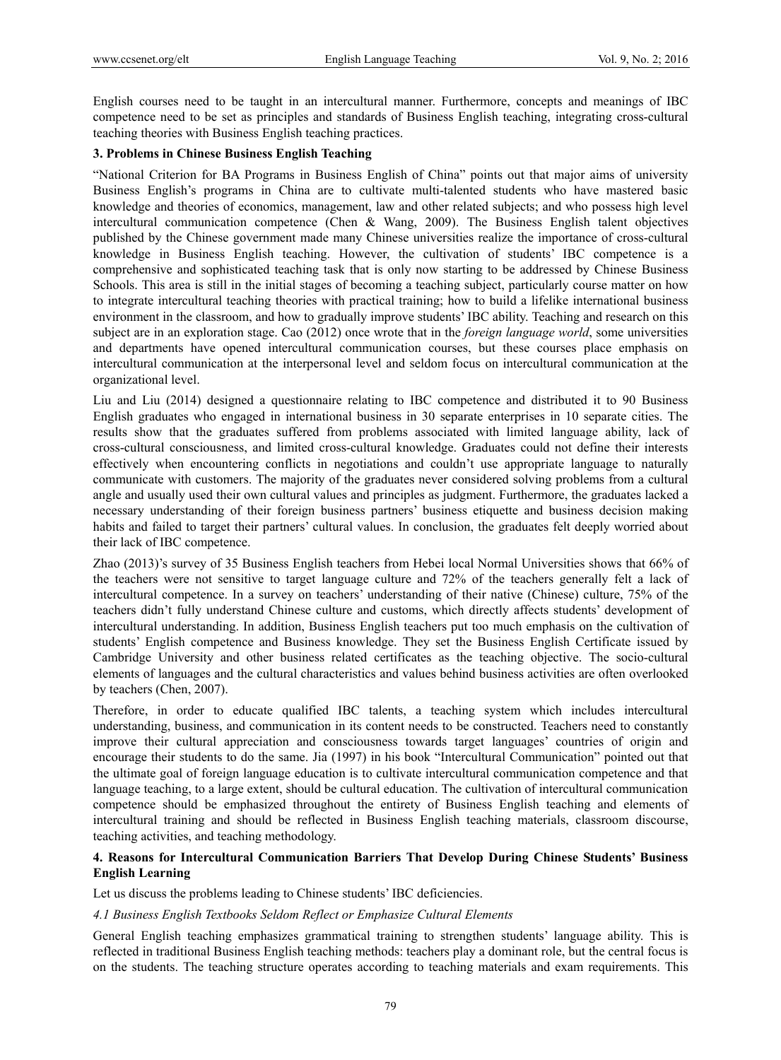English courses need to be taught in an intercultural manner. Furthermore, concepts and meanings of IBC competence need to be set as principles and standards of Business English teaching, integrating cross-cultural teaching theories with Business English teaching practices.

## 3. Problems in Chinese Business English Teaching

"National Criterion for BA Programs in Business English of China" points out that major aims of university Business English's programs in China are to cultivate multi-talented students who have mastered basic knowledge and theories of economics, management, law and other related subjects; and who possess high level intercultural communication competence (Chen & Wang, 2009). The Business English talent objectives published by the Chinese government made many Chinese universities realize the importance of cross-cultural knowledge in Business English teaching. However, the cultivation of students' IBC competence is a comprehensive and sophisticated teaching task that is only now starting to be addressed by Chinese Business Schools. This area is still in the initial stages of becoming a teaching subject, particularly course matter on how to integrate intercultural teaching theories with practical training; how to build a lifelike international business environment in the classroom, and how to gradually improve students' IBC ability. Teaching and research on this subject are in an exploration stage. Cao (2012) once wrote that in the *foreign language world*, some universities and departments have opened intercultural communication courses, but these courses place emphasis on intercultural communication at the interpersonal level and seldom focus on intercultural communication at the organizational level.

Liu and Liu (2014) designed a questionnaire relating to IBC competence and distributed it to 90 Business English graduates who engaged in international business in 30 separate enterprises in 10 separate cities. The results show that the graduates suffered from problems associated with limited language ability, lack of cross-cultural consciousness, and limited cross-cultural knowledge. Graduates could not define their interests effectively when encountering conflicts in negotiations and couldn't use appropriate language to naturally communicate with customers. The majority of the graduates never considered solving problems from a cultural angle and usually used their own cultural values and principles as judgment. Furthermore, the graduates lacked a necessary understanding of their foreign business partners' business etiquette and business decision making habits and failed to target their partners' cultural values. In conclusion, the graduates felt deeply worried about their lack of IBC competence.

Zhao (2013)'s survey of 35 Business English teachers from Hebei local Normal Universities shows that 66% of the teachers were not sensitive to target language culture and 72% of the teachers generally felt a lack of intercultural competence. In a survey on teachers' understanding of their native (Chinese) culture, 75% of the teachers didn't fully understand Chinese culture and customs, which directly affects students' development of intercultural understanding. In addition, Business English teachers put too much emphasis on the cultivation of students' English competence and Business knowledge. They set the Business English Certificate issued by Cambridge University and other business related certificates as the teaching objective. The socio-cultural elements of languages and the cultural characteristics and values behind business activities are often overlooked by teachers (Chen, 2007).

Therefore, in order to educate qualified IBC talents, a teaching system which includes intercultural understanding, business, and communication in its content needs to be constructed. Teachers need to constantly improve their cultural appreciation and consciousness towards target languages' countries of origin and encourage their students to do the same. Jia (1997) in his book "Intercultural Communication" pointed out that the ultimate goal of foreign language education is to cultivate intercultural communication competence and that language teaching, to a large extent, should be cultural education. The cultivation of intercultural communication competence should be emphasized throughout the entirety of Business English teaching and elements of intercultural training and should be reflected in Business English teaching materials, classroom discourse, teaching activities, and teaching methodology.

## 4. Reasons for Intercultural Communication Barriers That Develop During Chinese Students' Business English Learning

Let us discuss the problems leading to Chinese students' IBC deficiencies.

### *4.1 Business English Textbooks Seldom Reflect or Emphasize Cultural Elements*

General English teaching emphasizes grammatical training to strengthen students' language ability. This is reflected in traditional Business English teaching methods: teachers play a dominant role, but the central focus is on the students. The teaching structure operates according to teaching materials and exam requirements. This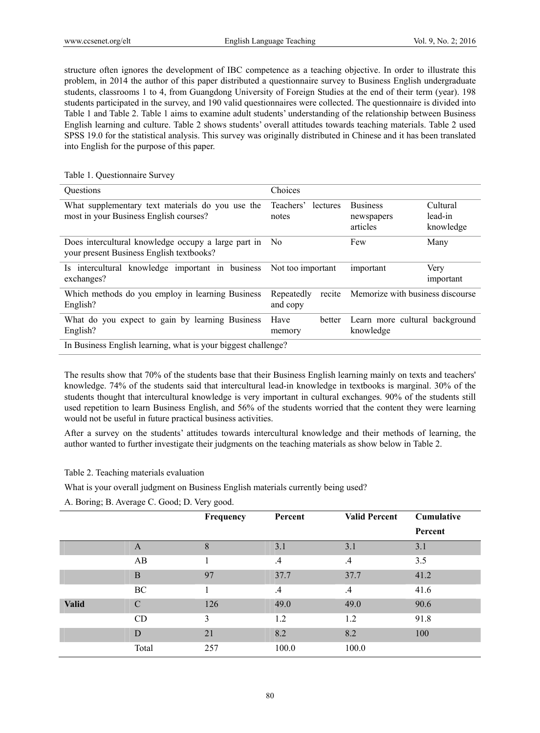structure often ignores the development of IBC competence as a teaching objective. In order to illustrate this problem, in 2014 the author of this paper distributed a questionnaire survey to Business English undergraduate students, classrooms 1 to 4, from Guangdong University of Foreign Studies at the end of their term (year). 198 students participated in the survey, and 190 valid questionnaires were collected. The questionnaire is divided into Table 1 and Table 2. Table 1 aims to examine adult students' understanding of the relationship between Business English learning and culture. Table 2 shows students' overall attitudes towards teaching materials. Table 2 used SPSS 19.0 for the statistical analysis. This survey was originally distributed in Chinese and it has been translated into English for the purpose of this paper.

Table 1. Questionnaire Survey

| Questions | Choices | | |
|---|---|---|---|
| What supplementary text materials do you use the most in your Business English courses? | Teachers' lectures notes | Business newspapers articles | Cultural lead-in knowledge |
| Does intercultural knowledge occupy a large part in your present Business English textbooks? | No | Few | Many |
| Is intercultural knowledge important in business exchanges? | Not too important | important | Very important |
| Which methods do you employ in learning Business English? | Repeatedly recite and copy | Memorize with business discourse | |
| What do you expect to gain by learning Business English? | Have better memory | Learn more cultural background knowledge | |
| In Business English learning, what is your biggest challenge? | | | |

The results show that 70% of the students base that their Business English learning mainly on texts and teachers' knowledge. 74% of the students said that intercultural lead-in knowledge in textbooks is marginal. 30% of the students thought that intercultural knowledge is very important in cultural exchanges. 90% of the students still used repetition to learn Business English, and 56% of the students worried that the content they were learning would not be useful in future practical business activities.

After a survey on the students' attitudes towards intercultural knowledge and their methods of learning, the author wanted to further investigate their judgments on the teaching materials as show below in Table 2.

Table 2. Teaching materials evaluation

What is your overall judgment on Business English materials currently being used?

A. Boring; B. Average C. Good; D. Very good.

| | | **Frequency** | **Percent** | **Valid Percent** | **Cumulative Percent** |
|---|---|---|---|---|---|
| | A | 8 | 3.1 | 3.1 | 3.1 |
| | AB | 1 | .4 | .4 | 3.5 |
| | B | 97 | 37.7 | 37.7 | 41.2 |
| | BC | 1 | .4 | .4 | 41.6 |
| **Valid** | C | 126 | 49.0 | 49.0 | 90.6 |
| | CD | 3 | 1.2 | 1.2 | 91.8 |
| | D | 21 | 8.2 | 8.2 | 100 |
| | Total | 257 | 100.0 | 100.0 | |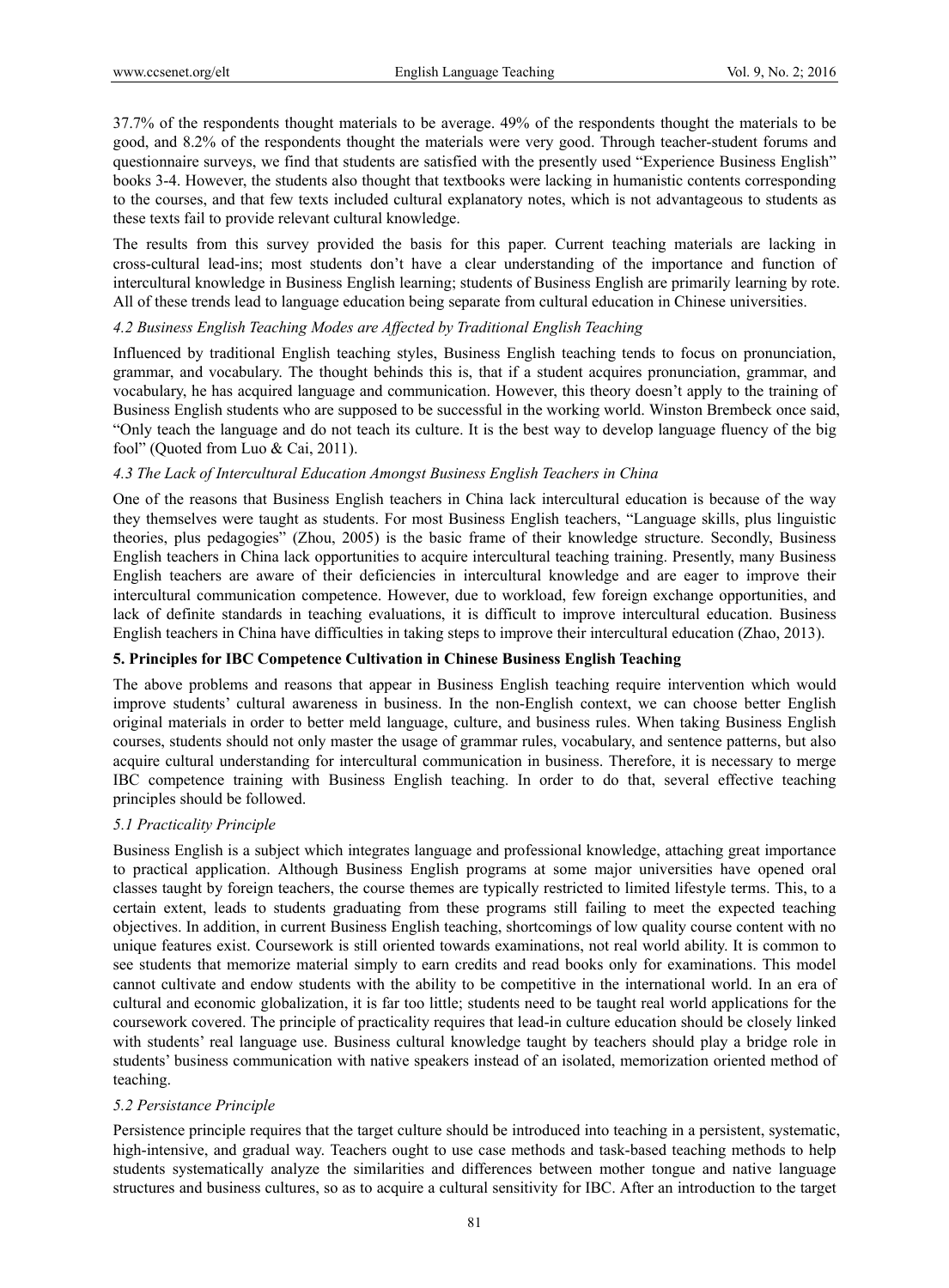37.7% of the respondents thought materials to be average. 49% of the respondents thought the materials to be good, and 8.2% of the respondents thought the materials were very good. Through teacher-student forums and questionnaire surveys, we find that students are satisfied with the presently used "Experience Business English" books 3-4. However, the students also thought that textbooks were lacking in humanistic contents corresponding to the courses, and that few texts included cultural explanatory notes, which is not advantageous to students as these texts fail to provide relevant cultural knowledge.

The results from this survey provided the basis for this paper. Current teaching materials are lacking in cross-cultural lead-ins; most students don't have a clear understanding of the importance and function of intercultural knowledge in Business English learning; students of Business English are primarily learning by rote. All of these trends lead to language education being separate from cultural education in Chinese universities.

### *4.2 Business English Teaching Modes are Affected by Traditional English Teaching*

Influenced by traditional English teaching styles, Business English teaching tends to focus on pronunciation, grammar, and vocabulary. The thought behinds this is, that if a student acquires pronunciation, grammar, and vocabulary, he has acquired language and communication. However, this theory doesn't apply to the training of Business English students who are supposed to be successful in the working world. Winston Brembeck once said, "Only teach the language and do not teach its culture. It is the best way to develop language fluency of the big fool" (Quoted from Luo & Cai, 2011).

### *4.3 The Lack of Intercultural Education Amongst Business English Teachers in China*

One of the reasons that Business English teachers in China lack intercultural education is because of the way they themselves were taught as students. For most Business English teachers, "Language skills, plus linguistic theories, plus pedagogies" (Zhou, 2005) is the basic frame of their knowledge structure. Secondly, Business English teachers in China lack opportunities to acquire intercultural teaching training. Presently, many Business English teachers are aware of their deficiencies in intercultural knowledge and are eager to improve their intercultural communication competence. However, due to workload, few foreign exchange opportunities, and lack of definite standards in teaching evaluations, it is difficult to improve intercultural education. Business English teachers in China have difficulties in taking steps to improve their intercultural education (Zhao, 2013).

## **5. Principles for IBC Competence Cultivation in Chinese Business English Teaching**

The above problems and reasons that appear in Business English teaching require intervention which would improve students' cultural awareness in business. In the non-English context, we can choose better English original materials in order to better meld language, culture, and business rules. When taking Business English courses, students should not only master the usage of grammar rules, vocabulary, and sentence patterns, but also acquire cultural understanding for intercultural communication in business. Therefore, it is necessary to merge IBC competence training with Business English teaching. In order to do that, several effective teaching principles should be followed.

### *5.1 Practicality Principle*

Business English is a subject which integrates language and professional knowledge, attaching great importance to practical application. Although Business English programs at some major universities have opened oral classes taught by foreign teachers, the course themes are typically restricted to limited lifestyle terms. This, to a certain extent, leads to students graduating from these programs still failing to meet the expected teaching objectives. In addition, in current Business English teaching, shortcomings of low quality course content with no unique features exist. Coursework is still oriented towards examinations, not real world ability. It is common to see students that memorize material simply to earn credits and read books only for examinations. This model cannot cultivate and endow students with the ability to be competitive in the international world. In an era of cultural and economic globalization, it is far too little; students need to be taught real world applications for the coursework covered. The principle of practicality requires that lead-in culture education should be closely linked with students' real language use. Business cultural knowledge taught by teachers should play a bridge role in students' business communication with native speakers instead of an isolated, memorization oriented method of teaching.

### *5.2 Persistance Principle*

Persistence principle requires that the target culture should be introduced into teaching in a persistent, systematic, high-intensive, and gradual way. Teachers ought to use case methods and task-based teaching methods to help students systematically analyze the similarities and differences between mother tongue and native language structures and business cultures, so as to acquire a cultural sensitivity for IBC. After an introduction to the target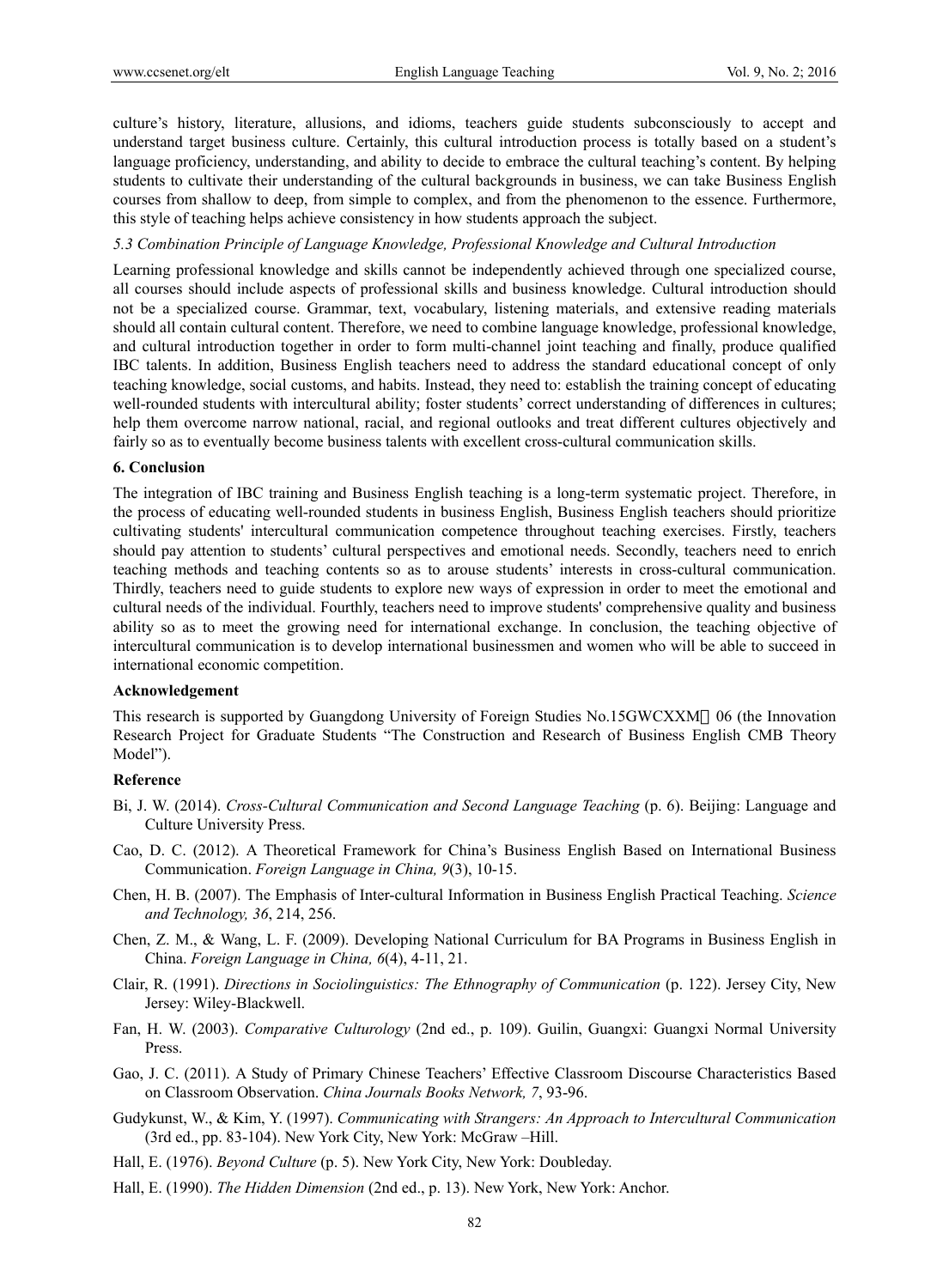culture's history, literature, allusions, and idioms, teachers guide students subconsciously to accept and understand target business culture. Certainly, this cultural introduction process is totally based on a student's language proficiency, understanding, and ability to decide to embrace the cultural teaching's content. By helping students to cultivate their understanding of the cultural backgrounds in business, we can take Business English courses from shallow to deep, from simple to complex, and from the phenomenon to the essence. Furthermore, this style of teaching helps achieve consistency in how students approach the subject.

### *5.3 Combination Principle of Language Knowledge, Professional Knowledge and Cultural Introduction*

Learning professional knowledge and skills cannot be independently achieved through one specialized course, all courses should include aspects of professional skills and business knowledge. Cultural introduction should not be a specialized course. Grammar, text, vocabulary, listening materials, and extensive reading materials should all contain cultural content. Therefore, we need to combine language knowledge, professional knowledge, and cultural introduction together in order to form multi-channel joint teaching and finally, produce qualified IBC talents. In addition, Business English teachers need to address the standard educational concept of only teaching knowledge, social customs, and habits. Instead, they need to: establish the training concept of educating well-rounded students with intercultural ability; foster students' correct understanding of differences in cultures; help them overcome narrow national, racial, and regional outlooks and treat different cultures objectively and fairly so as to eventually become business talents with excellent cross-cultural communication skills.

## 6. Conclusion

The integration of IBC training and Business English teaching is a long-term systematic project. Therefore, in the process of educating well-rounded students in business English, Business English teachers should prioritize cultivating students' intercultural communication competence throughout teaching exercises. Firstly, teachers should pay attention to students' cultural perspectives and emotional needs. Secondly, teachers need to enrich teaching methods and teaching contents so as to arouse students' interests in cross-cultural communication. Thirdly, teachers need to guide students to explore new ways of expression in order to meet the emotional and cultural needs of the individual. Fourthly, teachers need to improve students' comprehensive quality and business ability so as to meet the growing need for international exchange. In conclusion, the teaching objective of intercultural communication is to develop international businessmen and women who will be able to succeed in international economic competition.

## Acknowledgement

This research is supported by Guangdong University of Foreign Studies No.15GWCXXM 06 (the Innovation Research Project for Graduate Students "The Construction and Research of Business English CMB Theory Model").

## Reference

Bi, J. W. (2014). *Cross-Cultural Communication and Second Language Teaching* (p. 6). Beijing: Language and Culture University Press.

Cao, D. C. (2012). A Theoretical Framework for China's Business English Based on International Business Communication. *Foreign Language in China, 9*(3), 10-15.

Chen, H. B. (2007). The Emphasis of Inter-cultural Information in Business English Practical Teaching. *Science and Technology, 36*, 214, 256.

Chen, Z. M., & Wang, L. F. (2009). Developing National Curriculum for BA Programs in Business English in China. *Foreign Language in China, 6*(4), 4-11, 21.

Clair, R. (1991). *Directions in Sociolinguistics: The Ethnography of Communication* (p. 122). Jersey City, New Jersey: Wiley-Blackwell.

Fan, H. W. (2003). *Comparative Culturology* (2nd ed., p. 109). Guilin, Guangxi: Guangxi Normal University Press.

Gao, J. C. (2011). A Study of Primary Chinese Teachers' Effective Classroom Discourse Characteristics Based on Classroom Observation. *China Journals Books Network, 7*, 93-96.

Gudykunst, W., & Kim, Y. (1997). *Communicating with Strangers: An Approach to Intercultural Communication* (3rd ed., pp. 83-104). New York City, New York: McGraw –Hill.

Hall, E. (1976). *Beyond Culture* (p. 5). New York City, New York: Doubleday.

Hall, E. (1990). *The Hidden Dimension* (2nd ed., p. 13). New York, New York: Anchor.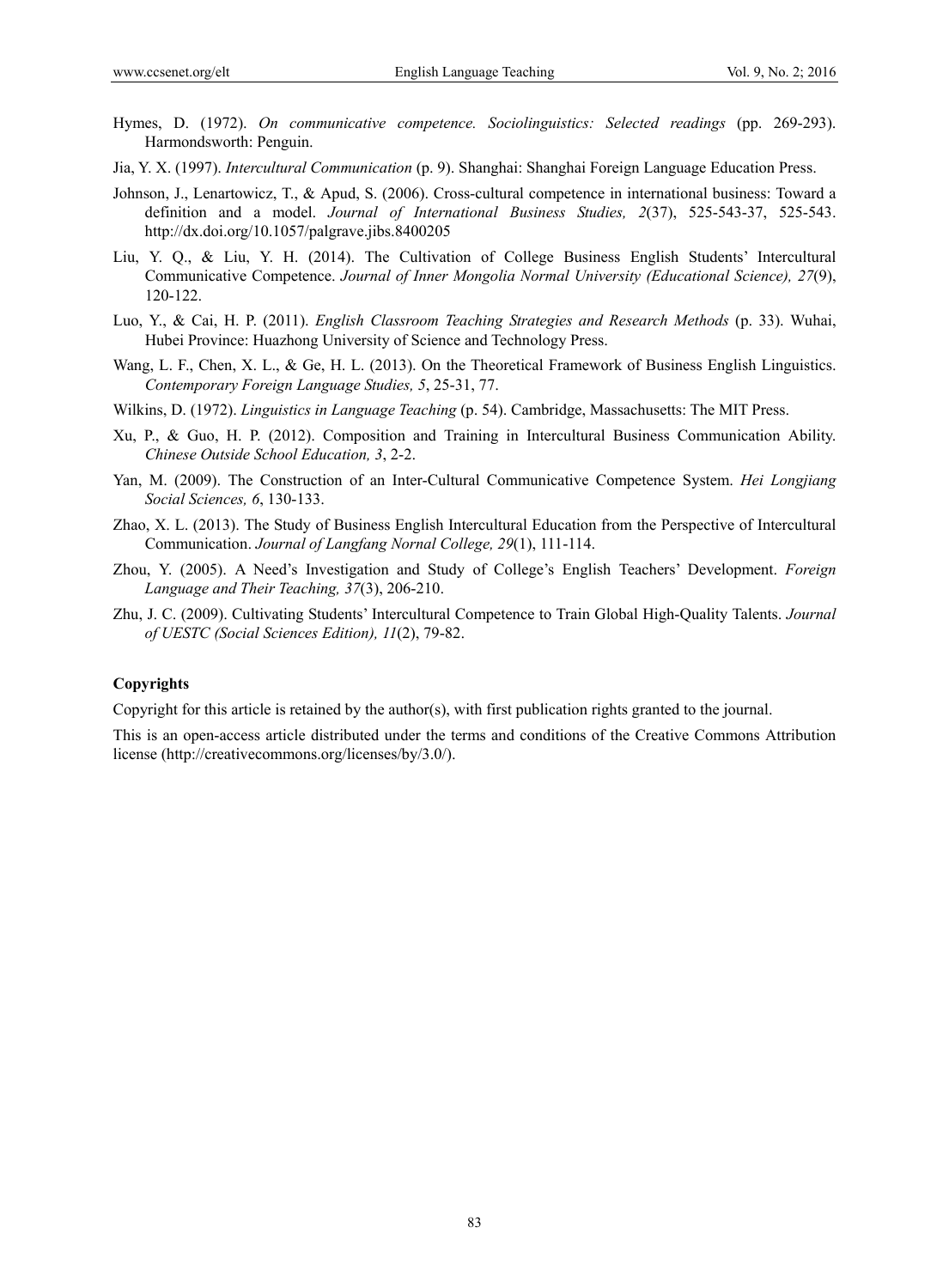Hymes, D. (1972). *On communicative competence. Sociolinguistics: Selected readings* (pp. 269-293). Harmondsworth: Penguin.

Jia, Y. X. (1997). *Intercultural Communication* (p. 9). Shanghai: Shanghai Foreign Language Education Press.

Johnson, J., Lenartowicz, T., & Apud, S. (2006). Cross-cultural competence in international business: Toward a definition and a model. *Journal of International Business Studies, 2*(37), 525-543-37, 525-543. http://dx.doi.org/10.1057/palgrave.jibs.8400205

Liu, Y. Q., & Liu, Y. H. (2014). The Cultivation of College Business English Students' Intercultural Communicative Competence. *Journal of Inner Mongolia Normal University (Educational Science), 27*(9), 120-122.

Luo, Y., & Cai, H. P. (2011). *English Classroom Teaching Strategies and Research Methods* (p. 33). Wuhai, Hubei Province: Huazhong University of Science and Technology Press.

Wang, L. F., Chen, X. L., & Ge, H. L. (2013). On the Theoretical Framework of Business English Linguistics. *Contemporary Foreign Language Studies, 5*, 25-31, 77.

Wilkins, D. (1972). *Linguistics in Language Teaching* (p. 54). Cambridge, Massachusetts: The MIT Press.

Xu, P., & Guo, H. P. (2012). Composition and Training in Intercultural Business Communication Ability. *Chinese Outside School Education, 3*, 2-2.

Yan, M. (2009). The Construction of an Inter-Cultural Communicative Competence System. *Hei Longjiang Social Sciences, 6*, 130-133.

Zhao, X. L. (2013). The Study of Business English Intercultural Education from the Perspective of Intercultural Communication. *Journal of Langfang Nornal College, 29*(1), 111-114.

Zhou, Y. (2005). A Need's Investigation and Study of College's English Teachers' Development. *Foreign Language and Their Teaching, 37*(3), 206-210.

Zhu, J. C. (2009). Cultivating Students' Intercultural Competence to Train Global High-Quality Talents. *Journal of UESTC (Social Sciences Edition), 11*(2), 79-82.

**Copyrights**

Copyright for this article is retained by the author(s), with first publication rights granted to the journal.

This is an open-access article distributed under the terms and conditions of the Creative Commons Attribution license (http://creativecommons.org/licenses/by/3.0/).